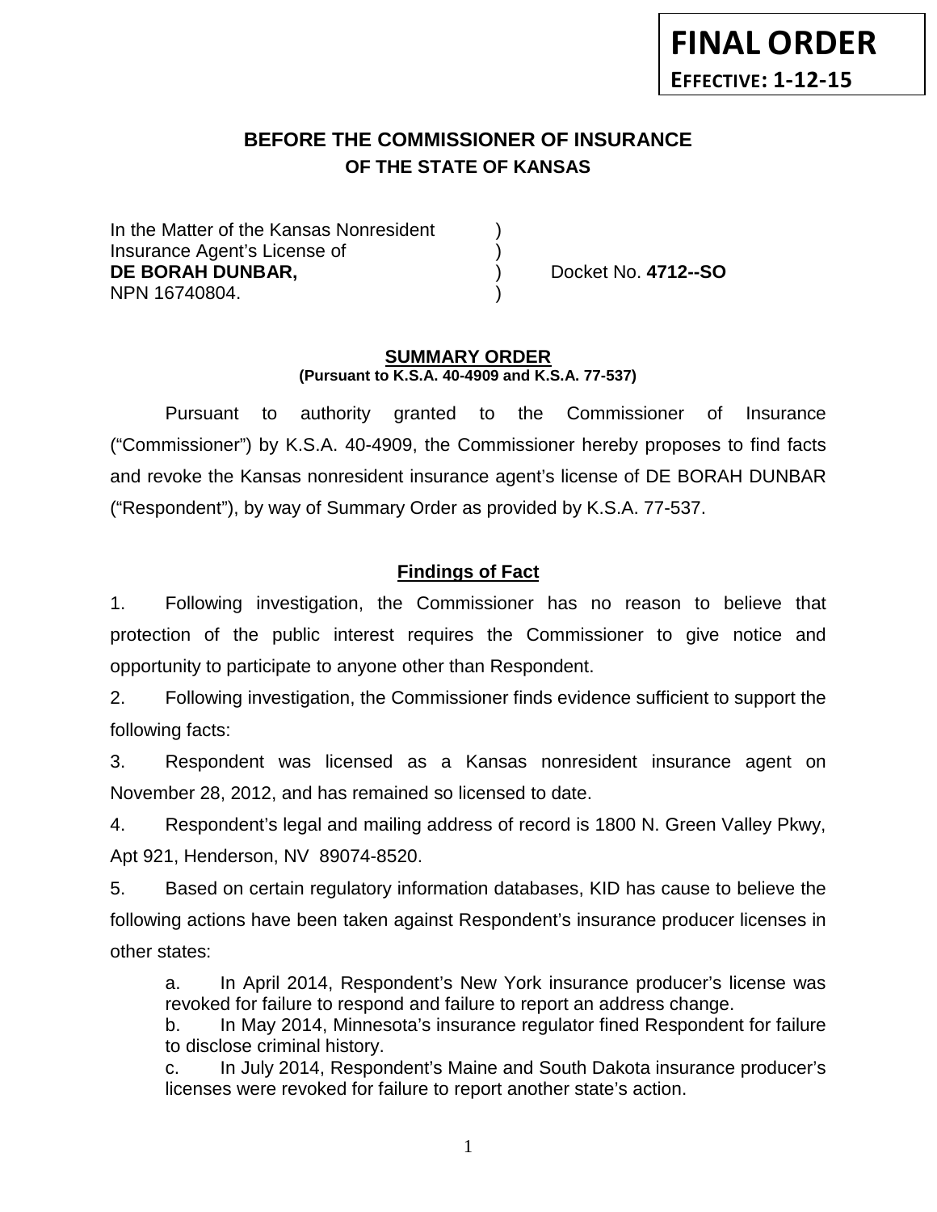**FINAL ORDER**
**EFFECTIVE: 1-12-15**

# BEFORE THE COMMISSIONER OF INSURANCE
## OF THE STATE OF KANSAS

In the Matter of the Kansas Nonresident )
Insurance Agent's License of )
**DE BORAH DUNBAR,** ) Docket No. **4712--SO**
NPN 16740804. )

**SUMMARY ORDER**
**(Pursuant to K.S.A. 40-4909 and K.S.A. 77-537)**

Pursuant to authority granted to the Commissioner of Insurance ("Commissioner") by K.S.A. 40-4909, the Commissioner hereby proposes to find facts and revoke the Kansas nonresident insurance agent's license of DE BORAH DUNBAR ("Respondent"), by way of Summary Order as provided by K.S.A. 77-537.

**Findings of Fact**

1. Following investigation, the Commissioner has no reason to believe that protection of the public interest requires the Commissioner to give notice and opportunity to participate to anyone other than Respondent.

2. Following investigation, the Commissioner finds evidence sufficient to support the following facts:

3. Respondent was licensed as a Kansas nonresident insurance agent on November 28, 2012, and has remained so licensed to date.

4. Respondent's legal and mailing address of record is 1800 N. Green Valley Pkwy, Apt 921, Henderson, NV 89074-8520.

5. Based on certain regulatory information databases, KID has cause to believe the following actions have been taken against Respondent's insurance producer licenses in other states:

   a. In April 2014, Respondent's New York insurance producer's license was revoked for failure to respond and failure to report an address change.

   b. In May 2014, Minnesota's insurance regulator fined Respondent for failure to disclose criminal history.

   c. In July 2014, Respondent's Maine and South Dakota insurance producer's licenses were revoked for failure to report another state's action.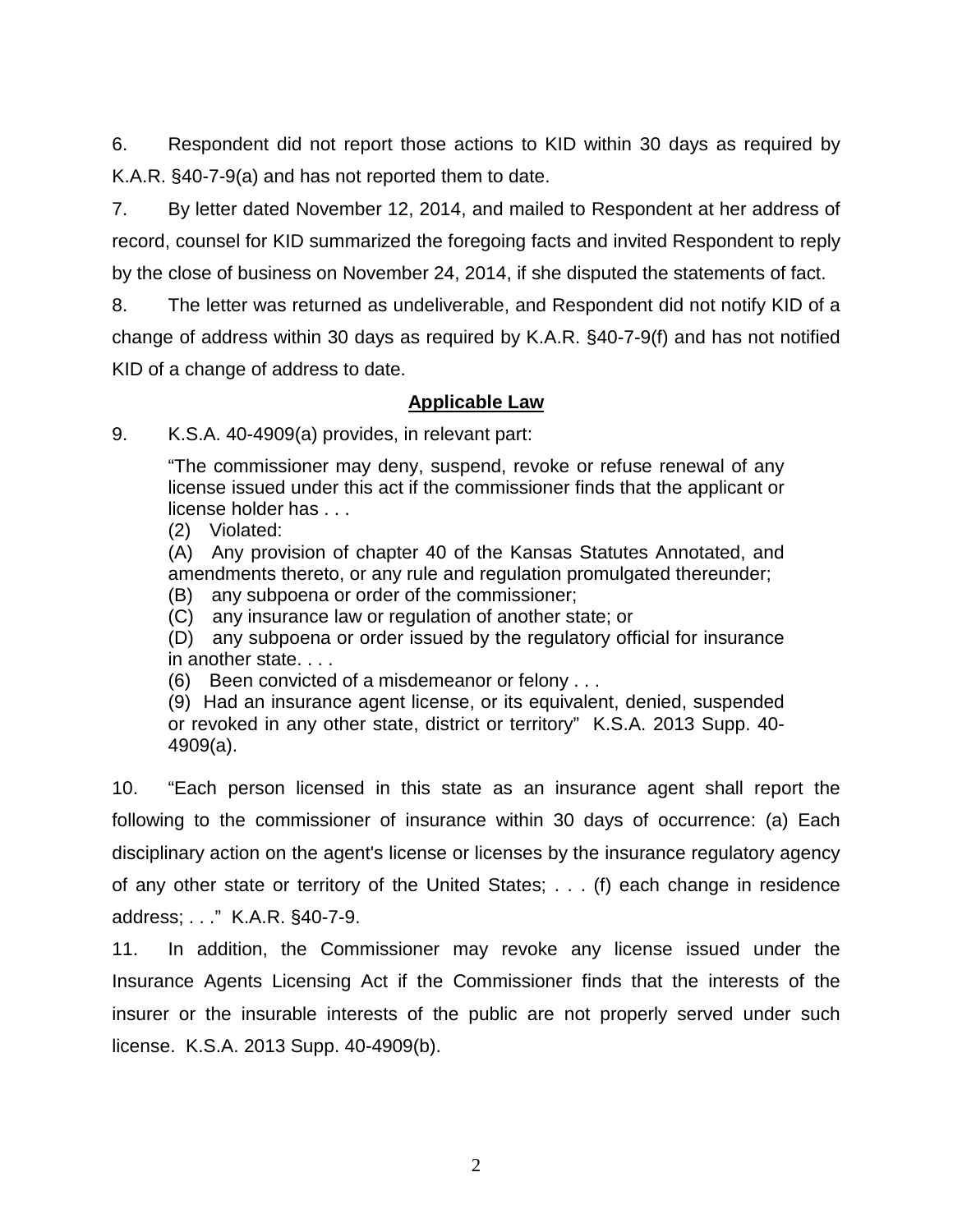6. Respondent did not report those actions to KID within 30 days as required by K.A.R. §40-7-9(a) and has not reported them to date.

7. By letter dated November 12, 2014, and mailed to Respondent at her address of record, counsel for KID summarized the foregoing facts and invited Respondent to reply by the close of business on November 24, 2014, if she disputed the statements of fact.

8. The letter was returned as undeliverable, and Respondent did not notify KID of a change of address within 30 days as required by K.A.R. §40-7-9(f) and has not notified KID of a change of address to date.

## **Applicable Law**

9. K.S.A. 40-4909(a) provides, in relevant part:

> "The commissioner may deny, suspend, revoke or refuse renewal of any license issued under this act if the commissioner finds that the applicant or license holder has . . .
> (2) Violated:
> (A) Any provision of chapter 40 of the Kansas Statutes Annotated, and amendments thereto, or any rule and regulation promulgated thereunder;
> (B) any subpoena or order of the commissioner;
> (C) any insurance law or regulation of another state; or
> (D) any subpoena or order issued by the regulatory official for insurance in another state. . . .
> (6) Been convicted of a misdemeanor or felony . . .
> (9) Had an insurance agent license, or its equivalent, denied, suspended or revoked in any other state, district or territory" K.S.A. 2013 Supp. 40-4909(a).

10. "Each person licensed in this state as an insurance agent shall report the following to the commissioner of insurance within 30 days of occurrence: (a) Each disciplinary action on the agent's license or licenses by the insurance regulatory agency of any other state or territory of the United States; . . . (f) each change in residence address; . . ." K.A.R. §40-7-9.

11. In addition, the Commissioner may revoke any license issued under the Insurance Agents Licensing Act if the Commissioner finds that the interests of the insurer or the insurable interests of the public are not properly served under such license. K.S.A. 2013 Supp. 40-4909(b).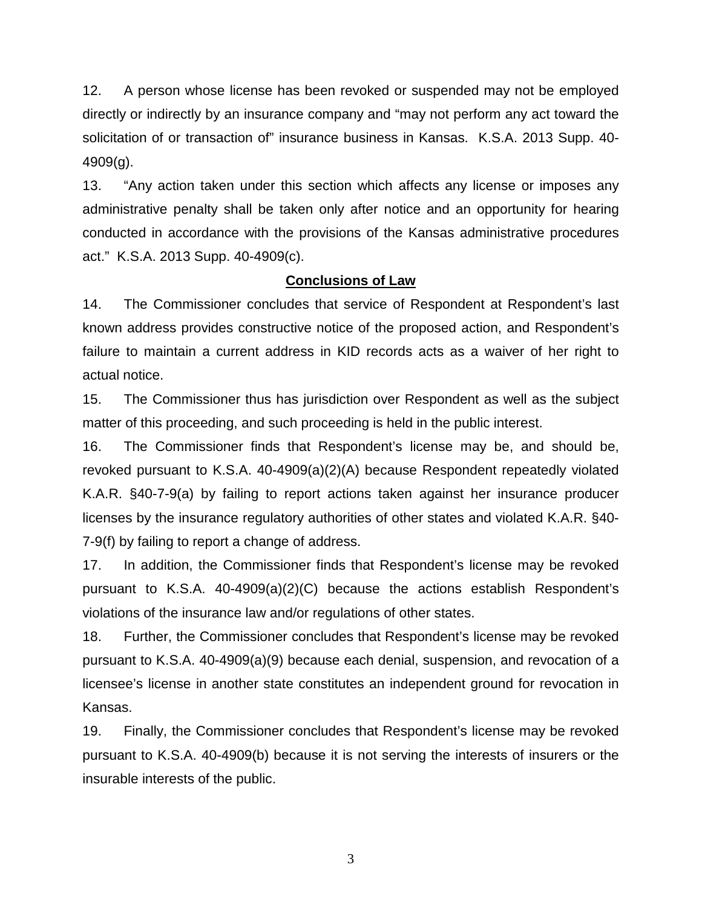12. A person whose license has been revoked or suspended may not be employed directly or indirectly by an insurance company and "may not perform any act toward the solicitation of or transaction of" insurance business in Kansas. K.S.A. 2013 Supp. 40-4909(g).

13. "Any action taken under this section which affects any license or imposes any administrative penalty shall be taken only after notice and an opportunity for hearing conducted in accordance with the provisions of the Kansas administrative procedures act." K.S.A. 2013 Supp. 40-4909(c).

**Conclusions of Law**

14. The Commissioner concludes that service of Respondent at Respondent's last known address provides constructive notice of the proposed action, and Respondent's failure to maintain a current address in KID records acts as a waiver of her right to actual notice.

15. The Commissioner thus has jurisdiction over Respondent as well as the subject matter of this proceeding, and such proceeding is held in the public interest.

16. The Commissioner finds that Respondent's license may be, and should be, revoked pursuant to K.S.A. 40-4909(a)(2)(A) because Respondent repeatedly violated K.A.R. §40-7-9(a) by failing to report actions taken against her insurance producer licenses by the insurance regulatory authorities of other states and violated K.A.R. §40-7-9(f) by failing to report a change of address.

17. In addition, the Commissioner finds that Respondent's license may be revoked pursuant to K.S.A. 40-4909(a)(2)(C) because the actions establish Respondent's violations of the insurance law and/or regulations of other states.

18. Further, the Commissioner concludes that Respondent's license may be revoked pursuant to K.S.A. 40-4909(a)(9) because each denial, suspension, and revocation of a licensee's license in another state constitutes an independent ground for revocation in Kansas.

19. Finally, the Commissioner concludes that Respondent's license may be revoked pursuant to K.S.A. 40-4909(b) because it is not serving the interests of insurers or the insurable interests of the public.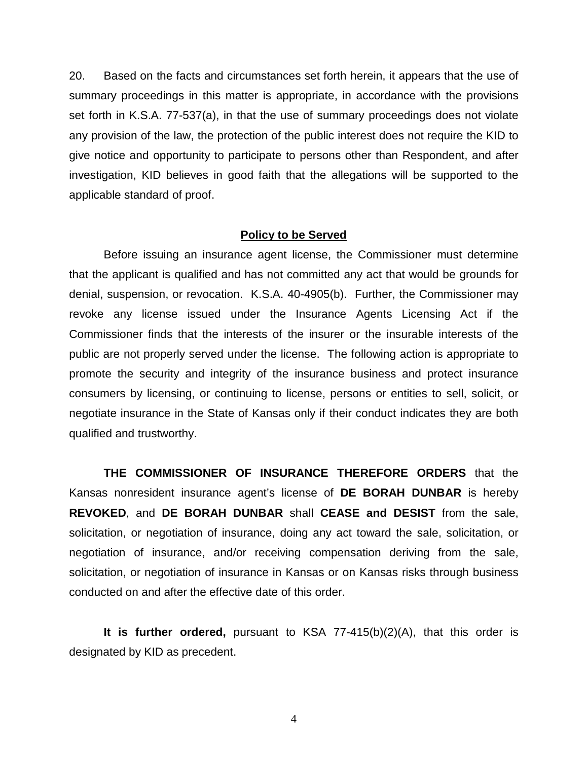20. Based on the facts and circumstances set forth herein, it appears that the use of summary proceedings in this matter is appropriate, in accordance with the provisions set forth in K.S.A. 77-537(a), in that the use of summary proceedings does not violate any provision of the law, the protection of the public interest does not require the KID to give notice and opportunity to participate to persons other than Respondent, and after investigation, KID believes in good faith that the allegations will be supported to the applicable standard of proof.

## Policy to be Served

Before issuing an insurance agent license, the Commissioner must determine that the applicant is qualified and has not committed any act that would be grounds for denial, suspension, or revocation. K.S.A. 40-4905(b). Further, the Commissioner may revoke any license issued under the Insurance Agents Licensing Act if the Commissioner finds that the interests of the insurer or the insurable interests of the public are not properly served under the license. The following action is appropriate to promote the security and integrity of the insurance business and protect insurance consumers by licensing, or continuing to license, persons or entities to sell, solicit, or negotiate insurance in the State of Kansas only if their conduct indicates they are both qualified and trustworthy.

**THE COMMISSIONER OF INSURANCE THEREFORE ORDERS** that the Kansas nonresident insurance agent's license of **DE BORAH DUNBAR** is hereby **REVOKED**, and **DE BORAH DUNBAR** shall **CEASE and DESIST** from the sale, solicitation, or negotiation of insurance, doing any act toward the sale, solicitation, or negotiation of insurance, and/or receiving compensation deriving from the sale, solicitation, or negotiation of insurance in Kansas or on Kansas risks through business conducted on and after the effective date of this order.

**It is further ordered,** pursuant to KSA 77-415(b)(2)(A), that this order is designated by KID as precedent.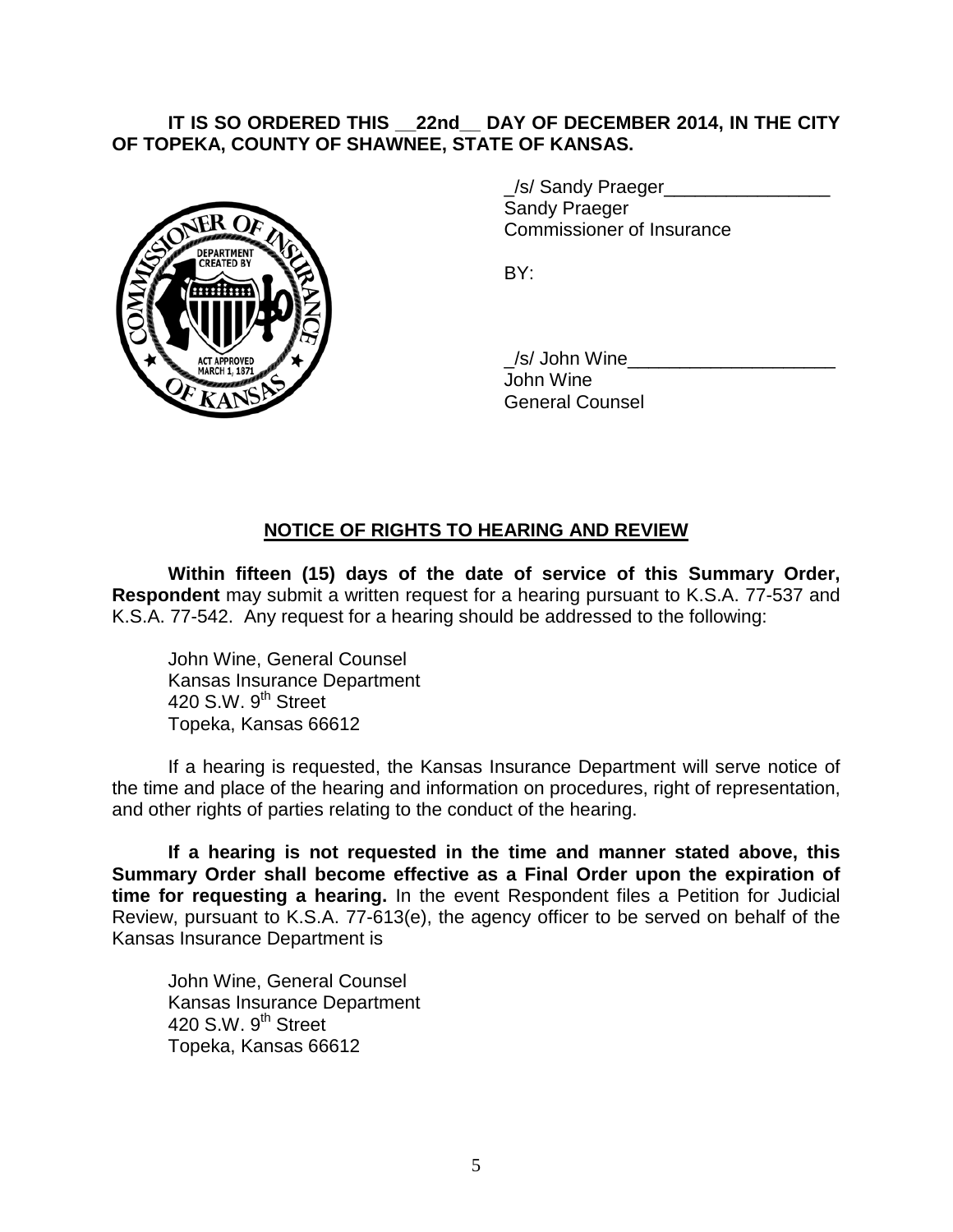**IT IS SO ORDERED THIS __22nd__ DAY OF DECEMBER 2014, IN THE CITY OF TOPEKA, COUNTY OF SHAWNEE, STATE OF KANSAS.**

_/s/ Sandy Praeger________________
Sandy Praeger
Commissioner of Insurance

BY:

_/s/ John Wine____________________
John Wine
General Counsel

## NOTICE OF RIGHTS TO HEARING AND REVIEW

**Within fifteen (15) days of the date of service of this Summary Order, Respondent** may submit a written request for a hearing pursuant to K.S.A. 77-537 and K.S.A. 77-542. Any request for a hearing should be addressed to the following:

John Wine, General Counsel
Kansas Insurance Department
420 S.W. 9th Street
Topeka, Kansas 66612

If a hearing is requested, the Kansas Insurance Department will serve notice of the time and place of the hearing and information on procedures, right of representation, and other rights of parties relating to the conduct of the hearing.

**If a hearing is not requested in the time and manner stated above, this Summary Order shall become effective as a Final Order upon the expiration of time for requesting a hearing.** In the event Respondent files a Petition for Judicial Review, pursuant to K.S.A. 77-613(e), the agency officer to be served on behalf of the Kansas Insurance Department is

John Wine, General Counsel
Kansas Insurance Department
420 S.W. 9th Street
Topeka, Kansas 66612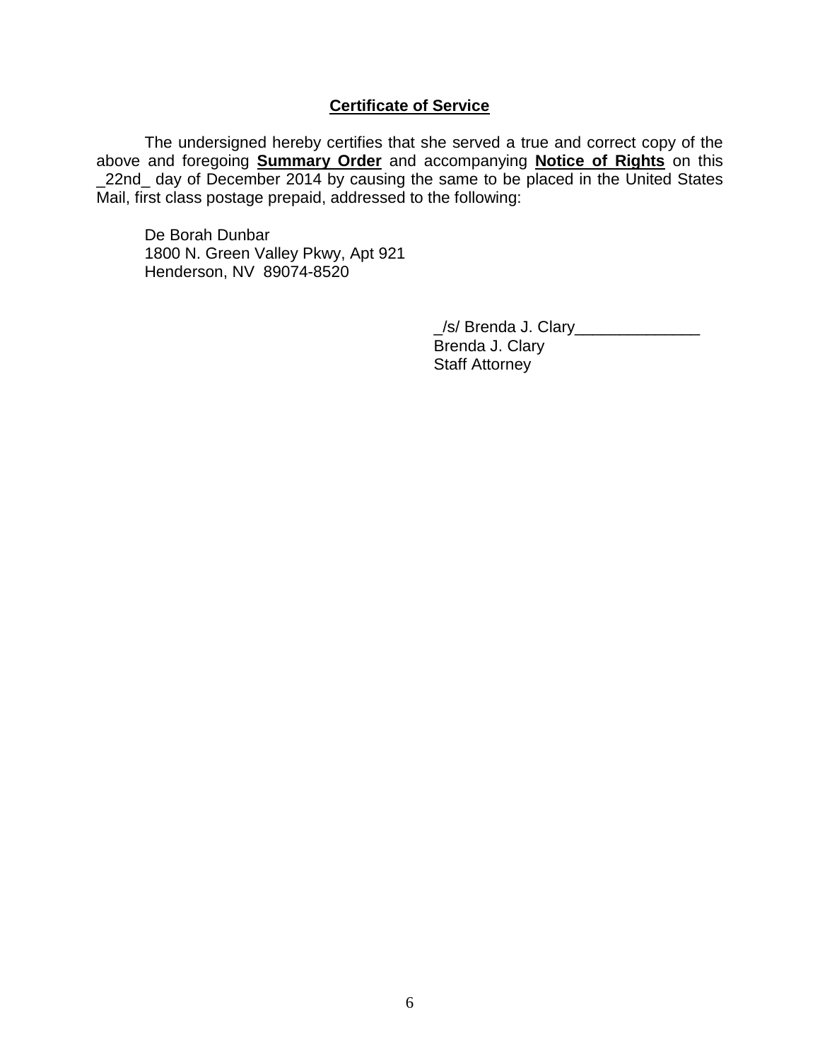## **Certificate of Service**

The undersigned hereby certifies that she served a true and correct copy of the above and foregoing **Summary Order** and accompanying **Notice of Rights** on this _22nd_ day of December 2014 by causing the same to be placed in the United States Mail, first class postage prepaid, addressed to the following:

De Borah Dunbar
1800 N. Green Valley Pkwy, Apt 921
Henderson, NV 89074-8520

_/s/ Brenda J. Clary______________
Brenda J. Clary
Staff Attorney